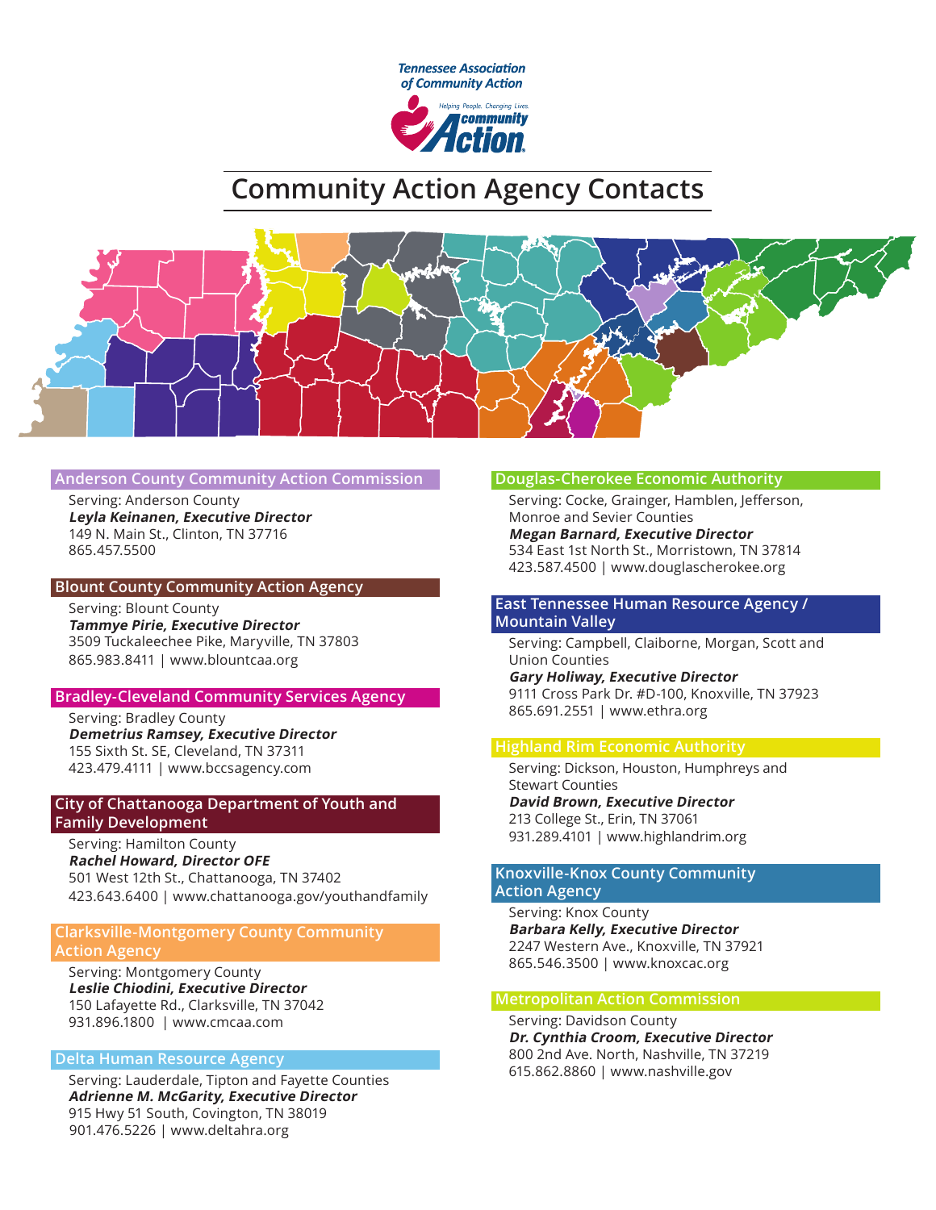Tennessee Association of Community Action

Helping People. Changing Lives. community Action

# Community Action Agency Contacts

## Anderson County Community Action Commission

Serving: Anderson County
***Leyla Keinanen, Executive Director***
149 N. Main St., Clinton, TN 37716
865.457.5500

## Blount County Community Action Agency

Serving: Blount County
***Tammye Pirie, Executive Director***
3509 Tuckaleechee Pike, Maryville, TN 37803
865.983.8411 | www.blountcaa.org

## Bradley-Cleveland Community Services Agency

Serving: Bradley County
***Demetrius Ramsey, Executive Director***
155 Sixth St. SE, Cleveland, TN 37311
423.479.4111 | www.bccsagency.com

## City of Chattanooga Department of Youth and Family Development

Serving: Hamilton County
***Rachel Howard, Director OFE***
501 West 12th St., Chattanooga, TN 37402
423.643.6400 | www.chattanooga.gov/youthandfamily

## Clarksville-Montgomery County Community Action Agency

Serving: Montgomery County
***Leslie Chiodini, Executive Director***
150 Lafayette Rd., Clarksville, TN 37042
931.896.1800 | www.cmcaa.com

## Delta Human Resource Agency

Serving: Lauderdale, Tipton and Fayette Counties
***Adrienne M. McGarity, Executive Director***
915 Hwy 51 South, Covington, TN 38019
901.476.5226 | www.deltahra.org

## Douglas-Cherokee Economic Authority

Serving: Cocke, Grainger, Hamblen, Jefferson, Monroe and Sevier Counties
***Megan Barnard, Executive Director***
534 East 1st North St., Morristown, TN 37814
423.587.4500 | www.douglascherokee.org

## East Tennessee Human Resource Agency / Mountain Valley

Serving: Campbell, Claiborne, Morgan, Scott and Union Counties
***Gary Holiway, Executive Director***
9111 Cross Park Dr. #D-100, Knoxville, TN 37923
865.691.2551 | www.ethra.org

## Highland Rim Economic Authority

Serving: Dickson, Houston, Humphreys and Stewart Counties
***David Brown, Executive Director***
213 College St., Erin, TN 37061
931.289.4101 | www.highlandrim.org

## Knoxville-Knox County Community Action Agency

Serving: Knox County
***Barbara Kelly, Executive Director***
2247 Western Ave., Knoxville, TN 37921
865.546.3500 | www.knoxcac.org

## Metropolitan Action Commission

Serving: Davidson County
***Dr. Cynthia Croom, Executive Director***
800 2nd Ave. North, Nashville, TN 37219
615.862.8860 | www.nashville.gov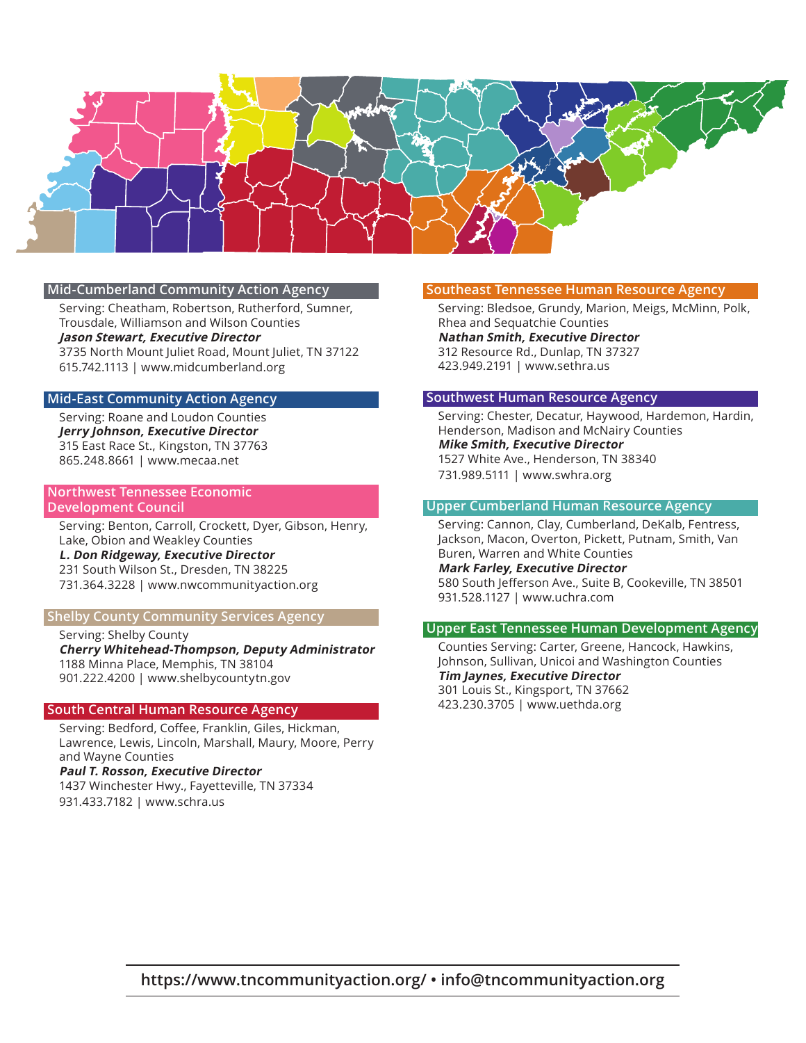## Mid-Cumberland Community Action Agency

Serving: Cheatham, Robertson, Rutherford, Sumner, Trousdale, Williamson and Wilson Counties
***Jason Stewart, Executive Director***
3735 North Mount Juliet Road, Mount Juliet, TN 37122
615.742.1113 | www.midcumberland.org

## Mid-East Community Action Agency

Serving: Roane and Loudon Counties
***Jerry Johnson, Executive Director***
315 East Race St., Kingston, TN 37763
865.248.8661 | www.mecaa.net

## Northwest Tennessee Economic Development Council

Serving: Benton, Carroll, Crockett, Dyer, Gibson, Henry, Lake, Obion and Weakley Counties
***L. Don Ridgeway, Executive Director***
231 South Wilson St., Dresden, TN 38225
731.364.3228 | www.nwcommunityaction.org

## Shelby County Community Services Agency

Serving: Shelby County
***Cherry Whitehead-Thompson, Deputy Administrator***
1188 Minna Place, Memphis, TN 38104
901.222.4200 | www.shelbycountytn.gov

## South Central Human Resource Agency

Serving: Bedford, Coffee, Franklin, Giles, Hickman, Lawrence, Lewis, Lincoln, Marshall, Maury, Moore, Perry and Wayne Counties
***Paul T. Rosson, Executive Director***
1437 Winchester Hwy., Fayetteville, TN 37334
931.433.7182 | www.schra.us

## Southeast Tennessee Human Resource Agency

Serving: Bledsoe, Grundy, Marion, Meigs, McMinn, Polk, Rhea and Sequatchie Counties
***Nathan Smith, Executive Director***
312 Resource Rd., Dunlap, TN 37327
423.949.2191 | www.sethra.us

## Southwest Human Resource Agency

Serving: Chester, Decatur, Haywood, Hardemon, Hardin, Henderson, Madison and McNairy Counties
***Mike Smith, Executive Director***
1527 White Ave., Henderson, TN 38340
731.989.5111 | www.swhra.org

## Upper Cumberland Human Resource Agency

Serving: Cannon, Clay, Cumberland, DeKalb, Fentress, Jackson, Macon, Overton, Pickett, Putnam, Smith, Van Buren, Warren and White Counties
***Mark Farley, Executive Director***
580 South Jefferson Ave., Suite B, Cookeville, TN 38501
931.528.1127 | www.uchra.com

## Upper East Tennessee Human Development Agency

Counties Serving: Carter, Greene, Hancock, Hawkins, Johnson, Sullivan, Unicoi and Washington Counties
***Tim Jaynes, Executive Director***
301 Louis St., Kingsport, TN 37662
423.230.3705 | www.uethda.org

**https://www.tncommunityaction.org/ • info@tncommunityaction.org**